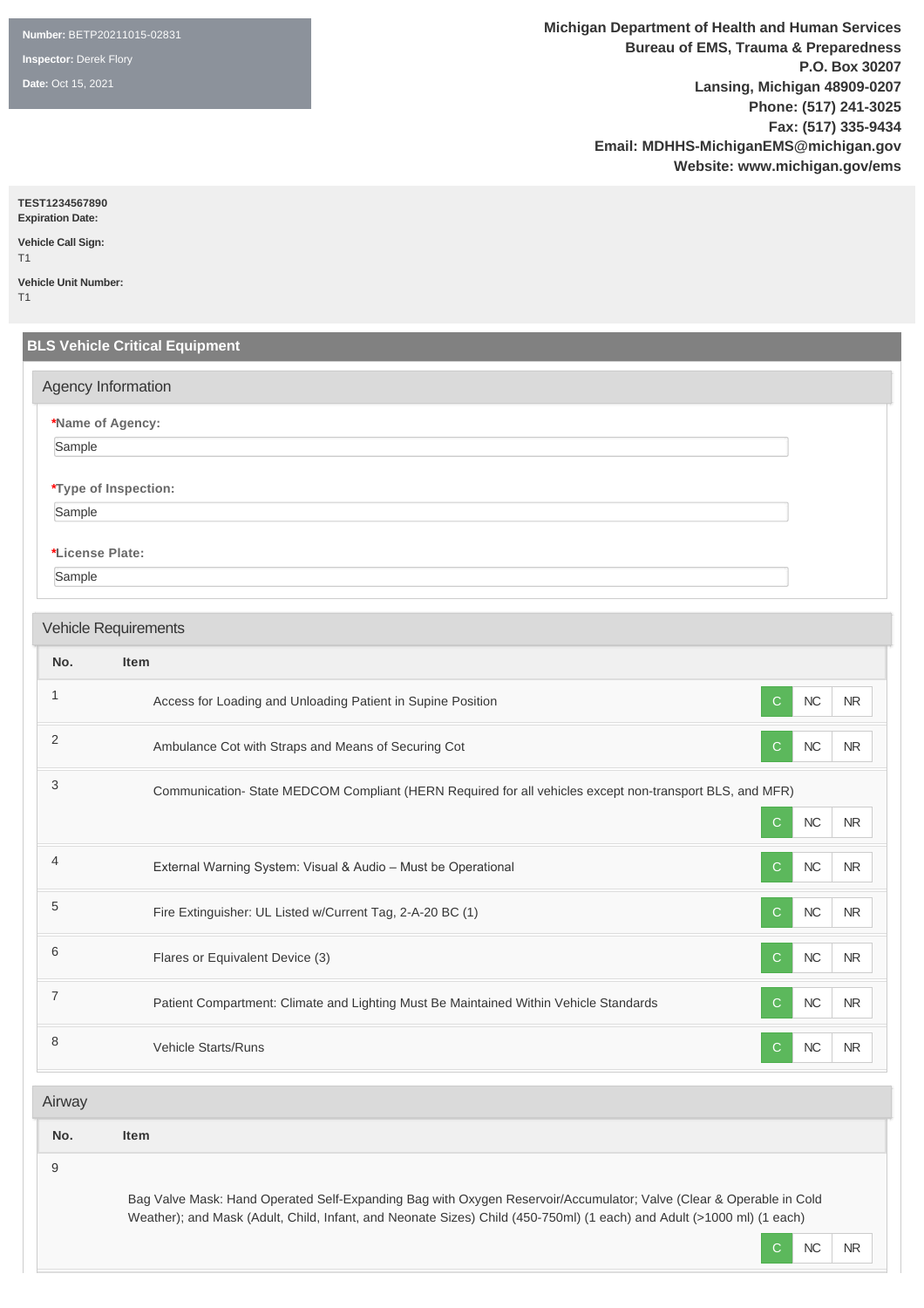**Number:** BETP20211015-02831

**Inspector:** Derek Flory

**Date:** Oct 15, 2021

**Michigan Department of Health and Human Services**
**Bureau of EMS, Trauma & Preparedness**
**P.O. Box 30207**
**Lansing, Michigan 48909-0207**
**Phone: (517) 241-3025**
**Fax: (517) 335-9434**
**Email: MDHHS-MichiganEMS@michigan.gov**
**Website: www.michigan.gov/ems**

**TEST1234567890**
**Expiration Date:**

**Vehicle Call Sign:**
T1

**Vehicle Unit Number:**
T1

## BLS Vehicle Critical Equipment

### Agency Information

***Name of Agency:**
Sample

***Type of Inspection:**
Sample

***License Plate:**
Sample

### Vehicle Requirements

| No. | Item | Status |
|---|---|---|
| 1 | Access for Loading and Unloading Patient in Supine Position | C (selected) / NC / NR |
| 2 | Ambulance Cot with Straps and Means of Securing Cot | C (selected) / NC / NR |
| 3 | Communication- State MEDCOM Compliant (HERN Required for all vehicles except non-transport BLS, and MFR) | C (selected) / NC / NR |
| 4 | External Warning System: Visual & Audio – Must be Operational | C (selected) / NC / NR |
| 5 | Fire Extinguisher: UL Listed w/Current Tag, 2-A-20 BC (1) | C (selected) / NC / NR |
| 6 | Flares or Equivalent Device (3) | C (selected) / NC / NR |
| 7 | Patient Compartment: Climate and Lighting Must Be Maintained Within Vehicle Standards | C (selected) / NC / NR |
| 8 | Vehicle Starts/Runs | C (selected) / NC / NR |

### Airway

| No. | Item | Status |
|---|---|---|
| 9 | Bag Valve Mask: Hand Operated Self-Expanding Bag with Oxygen Reservoir/Accumulator; Valve (Clear & Operable in Cold Weather); and Mask (Adult, Child, Infant, and Neonate Sizes) Child (450-750ml) (1 each) and Adult (>1000 ml) (1 each) | C (selected) / NC / NR |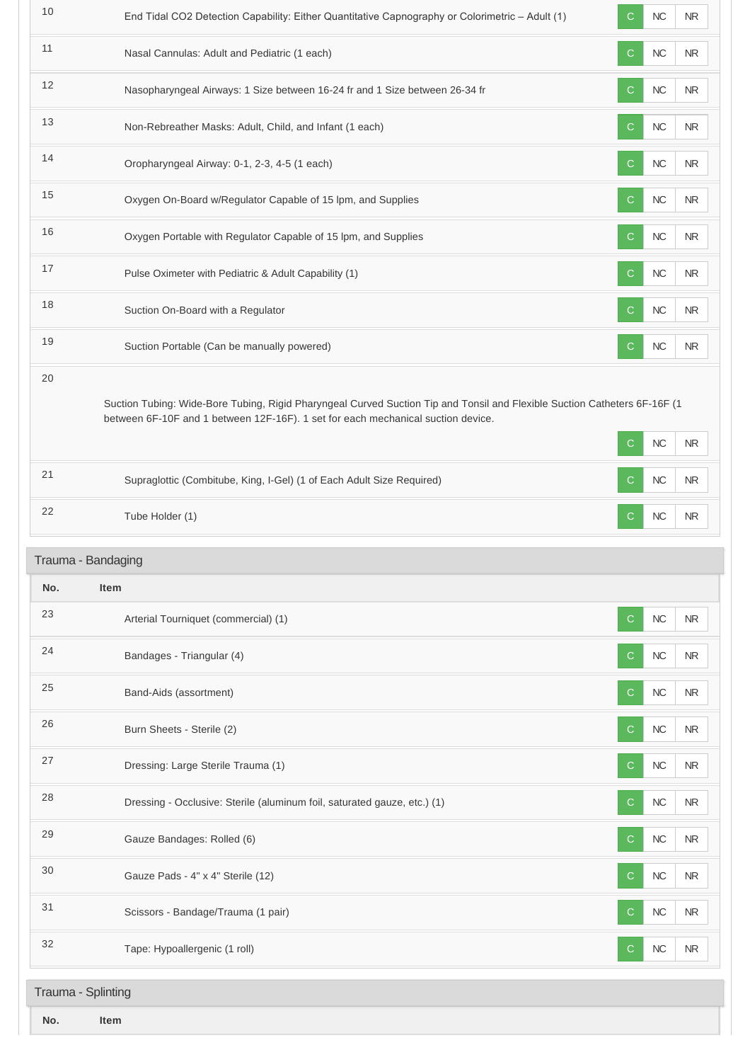| No. | Item | | | |
| --- | --- | --- | --- | --- |
| 10 | End Tidal CO2 Detection Capability: Either Quantitative Capnography or Colorimetric – Adult (1) | C | NC | NR |
| 11 | Nasal Cannulas: Adult and Pediatric (1 each) | C | NC | NR |
| 12 | Nasopharyngeal Airways: 1 Size between 16-24 fr and 1 Size between 26-34 fr | C | NC | NR |
| 13 | Non-Rebreather Masks: Adult, Child, and Infant (1 each) | C | NC | NR |
| 14 | Oropharyngeal Airway: 0-1, 2-3, 4-5 (1 each) | C | NC | NR |
| 15 | Oxygen On-Board w/Regulator Capable of 15 lpm, and Supplies | C | NC | NR |
| 16 | Oxygen Portable with Regulator Capable of 15 lpm, and Supplies | C | NC | NR |
| 17 | Pulse Oximeter with Pediatric & Adult Capability (1) | C | NC | NR |
| 18 | Suction On-Board with a Regulator | C | NC | NR |
| 19 | Suction Portable (Can be manually powered) | C | NC | NR |
| 20 | Suction Tubing: Wide-Bore Tubing, Rigid Pharyngeal Curved Suction Tip and Tonsil and Flexible Suction Catheters 6F-16F (1 between 6F-10F and 1 between 12F-16F). 1 set for each mechanical suction device. | C | NC | NR |
| 21 | Supraglottic (Combitube, King, I-Gel) (1 of Each Adult Size Required) | C | NC | NR |
| 22 | Tube Holder (1) | C | NC | NR |

## Trauma - Bandaging

| No. | Item | | | |
| --- | --- | --- | --- | --- |
| 23 | Arterial Tourniquet (commercial) (1) | C | NC | NR |
| 24 | Bandages - Triangular (4) | C | NC | NR |
| 25 | Band-Aids (assortment) | C | NC | NR |
| 26 | Burn Sheets - Sterile (2) | C | NC | NR |
| 27 | Dressing: Large Sterile Trauma (1) | C | NC | NR |
| 28 | Dressing - Occlusive: Sterile (aluminum foil, saturated gauze, etc.) (1) | C | NC | NR |
| 29 | Gauze Bandages: Rolled (6) | C | NC | NR |
| 30 | Gauze Pads - 4" x 4" Sterile (12) | C | NC | NR |
| 31 | Scissors - Bandage/Trauma (1 pair) | C | NC | NR |
| 32 | Tape: Hypoallergenic (1 roll) | C | NC | NR |

## Trauma - Splinting

| No. | Item |
| --- | --- |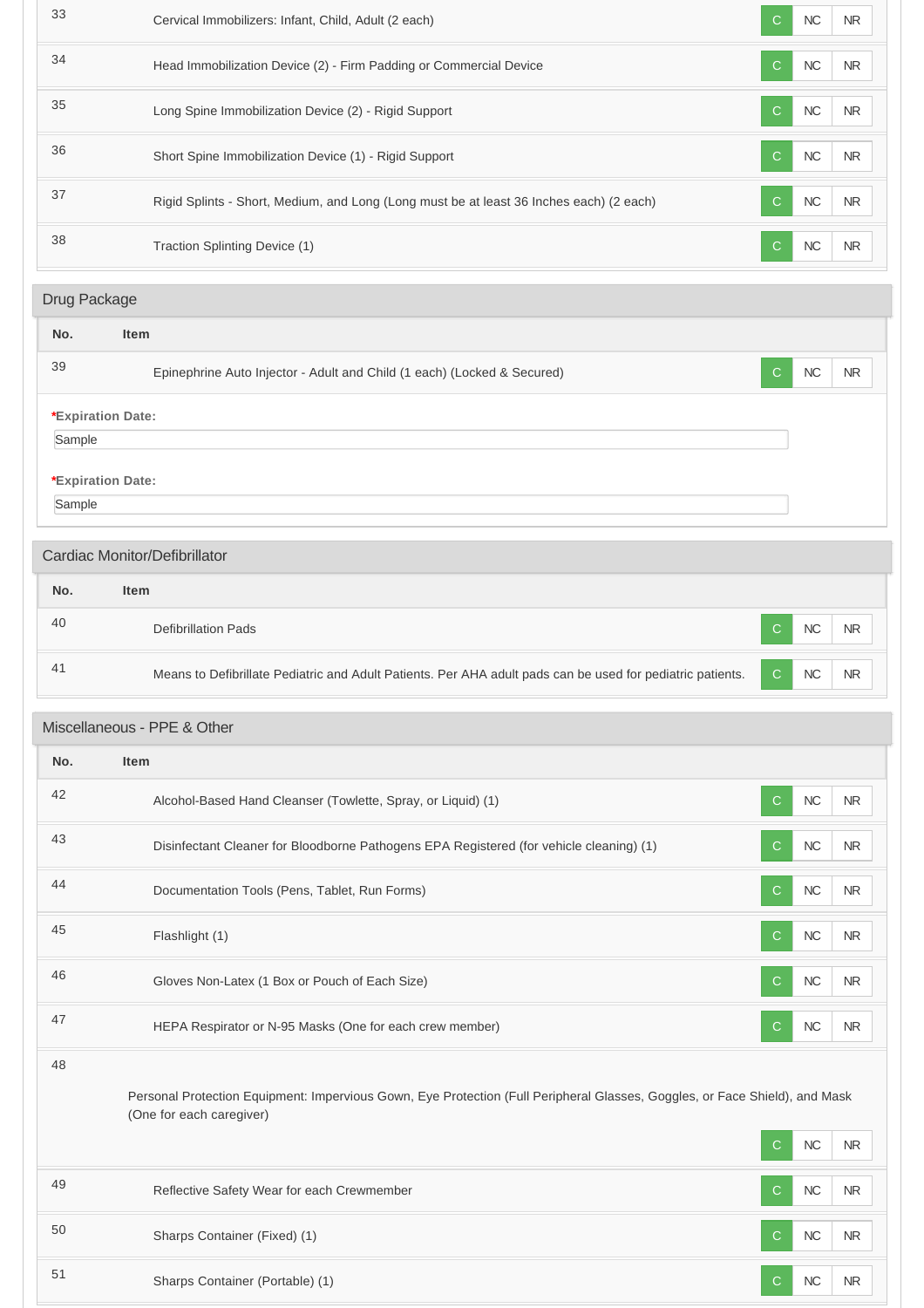| No. | Item | | | |
|---|---|---|---|---|
| 33 | Cervical Immobilizers: Infant, Child, Adult (2 each) | C | NC | NR |
| 34 | Head Immobilization Device (2) - Firm Padding or Commercial Device | C | NC | NR |
| 35 | Long Spine Immobilization Device (2) - Rigid Support | C | NC | NR |
| 36 | Short Spine Immobilization Device (1) - Rigid Support | C | NC | NR |
| 37 | Rigid Splints - Short, Medium, and Long (Long must be at least 36 Inches each) (2 each) | C | NC | NR |
| 38 | Traction Splinting Device (1) | C | NC | NR |

## Drug Package

| No. | Item | | | |
|---|---|---|---|---|
| 39 | Epinephrine Auto Injector - Adult and Child (1 each) (Locked & Secured) | C | NC | NR |

***Expiration Date:**

Sample

***Expiration Date:**

Sample

## Cardiac Monitor/Defibrillator

| No. | Item | | | |
|---|---|---|---|---|
| 40 | Defibrillation Pads | C | NC | NR |
| 41 | Means to Defibrillate Pediatric and Adult Patients. Per AHA adult pads can be used for pediatric patients. | C | NC | NR |

## Miscellaneous - PPE & Other

| No. | Item | | | |
|---|---|---|---|---|
| 42 | Alcohol-Based Hand Cleanser (Towlette, Spray, or Liquid) (1) | C | NC | NR |
| 43 | Disinfectant Cleaner for Bloodborne Pathogens EPA Registered (for vehicle cleaning) (1) | C | NC | NR |
| 44 | Documentation Tools (Pens, Tablet, Run Forms) | C | NC | NR |
| 45 | Flashlight (1) | C | NC | NR |
| 46 | Gloves Non-Latex (1 Box or Pouch of Each Size) | C | NC | NR |
| 47 | HEPA Respirator or N-95 Masks (One for each crew member) | C | NC | NR |
| 48 | Personal Protection Equipment: Impervious Gown, Eye Protection (Full Peripheral Glasses, Goggles, or Face Shield), and Mask (One for each caregiver) | C | NC | NR |
| 49 | Reflective Safety Wear for each Crewmember | C | NC | NR |
| 50 | Sharps Container (Fixed) (1) | C | NC | NR |
| 51 | Sharps Container (Portable) (1) | C | NC | NR |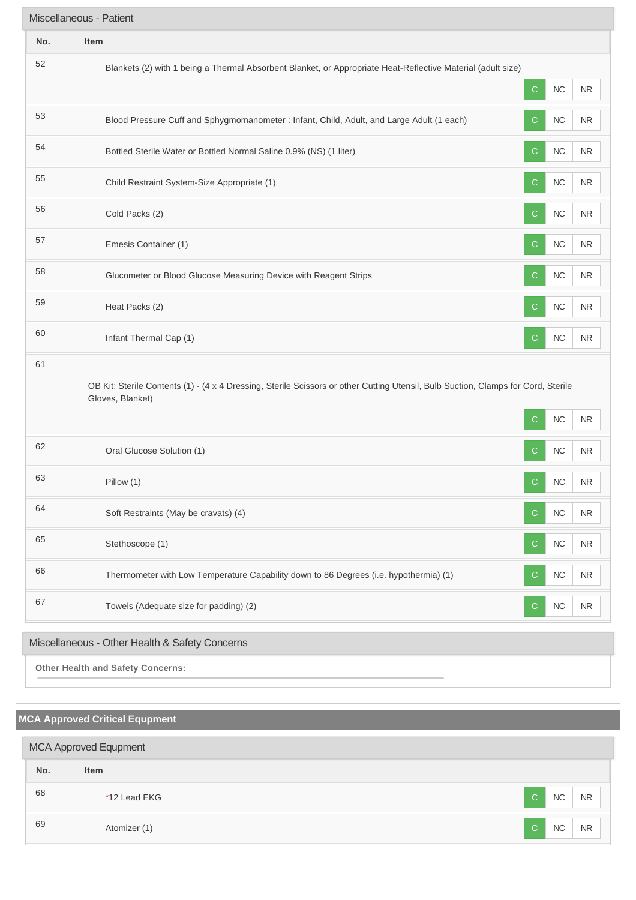### Miscellaneous - Patient

| No. | Item | | | |
|---|---|---|---|---|
| 52 | Blankets (2) with 1 being a Thermal Absorbent Blanket, or Appropriate Heat-Reflective Material (adult size) | C | NC | NR |
| 53 | Blood Pressure Cuff and Sphygmomanometer : Infant, Child, Adult, and Large Adult (1 each) | C | NC | NR |
| 54 | Bottled Sterile Water or Bottled Normal Saline 0.9% (NS) (1 liter) | C | NC | NR |
| 55 | Child Restraint System-Size Appropriate (1) | C | NC | NR |
| 56 | Cold Packs (2) | C | NC | NR |
| 57 | Emesis Container (1) | C | NC | NR |
| 58 | Glucometer or Blood Glucose Measuring Device with Reagent Strips | C | NC | NR |
| 59 | Heat Packs (2) | C | NC | NR |
| 60 | Infant Thermal Cap (1) | C | NC | NR |
| 61 | OB Kit: Sterile Contents (1) - (4 x 4 Dressing, Sterile Scissors or other Cutting Utensil, Bulb Suction, Clamps for Cord, Sterile Gloves, Blanket) | C | NC | NR |
| 62 | Oral Glucose Solution (1) | C | NC | NR |
| 63 | Pillow (1) | C | NC | NR |
| 64 | Soft Restraints (May be cravats) (4) | C | NC | NR |
| 65 | Stethoscope (1) | C | NC | NR |
| 66 | Thermometer with Low Temperature Capability down to 86 Degrees (i.e. hypothermia) (1) | C | NC | NR |
| 67 | Towels (Adequate size for padding) (2) | C | NC | NR |

### Miscellaneous - Other Health & Safety Concerns

**Other Health and Safety Concerns:**

## MCA Approved Critical Equipment

### MCA Approved Equpment

| No. | Item | | | |
|---|---|---|---|---|
| 68 | *12 Lead EKG | C | NC | NR |
| 69 | Atomizer (1) | C | NC | NR |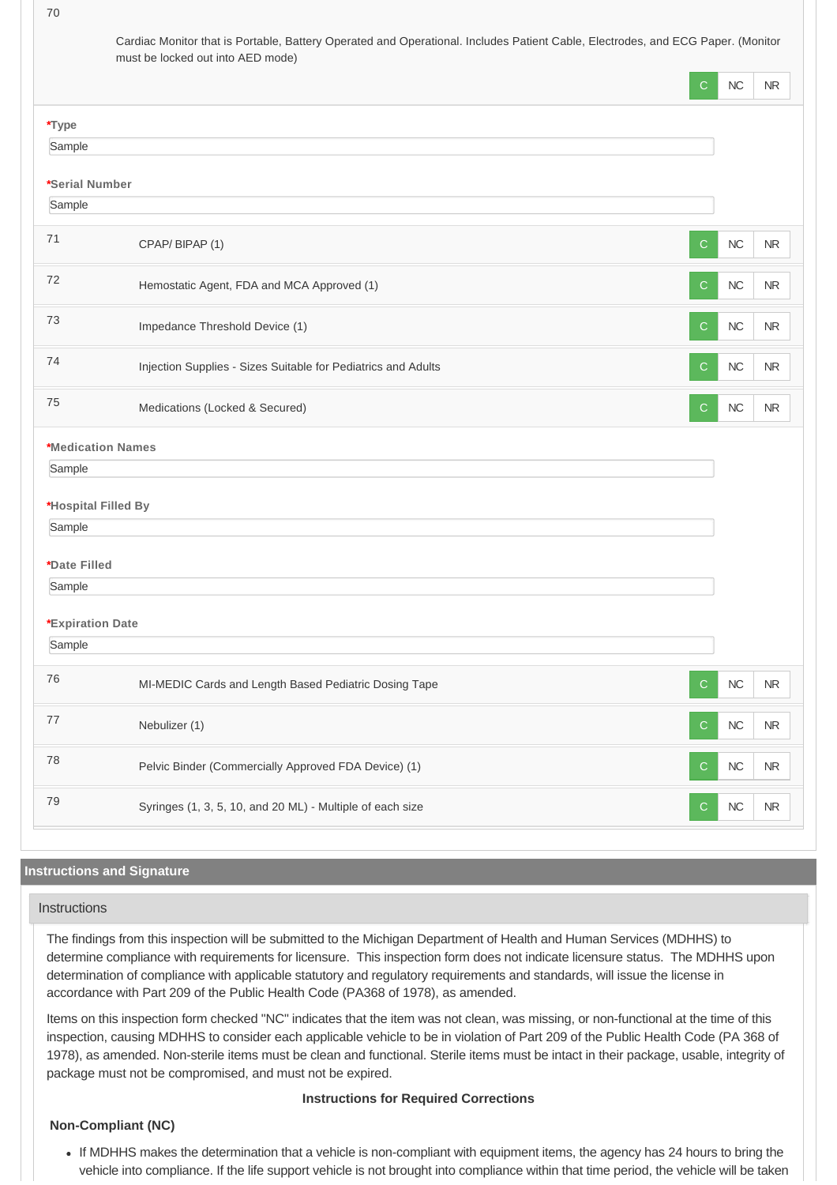| # | Item | C | NC | NR |
|---|---|---|---|---|
| 70 | Cardiac Monitor that is Portable, Battery Operated and Operational. Includes Patient Cable, Electrodes, and ECG Paper. (Monitor must be locked out into AED mode) | C | NC | NR |

**\*Type**

Sample

**\*Serial Number**

Sample

| # | Item | C | NC | NR |
|---|---|---|---|---|
| 71 | CPAP/ BIPAP (1) | C | NC | NR |
| 72 | Hemostatic Agent, FDA and MCA Approved (1) | C | NC | NR |
| 73 | Impedance Threshold Device (1) | C | NC | NR |
| 74 | Injection Supplies - Sizes Suitable for Pediatrics and Adults | C | NC | NR |
| 75 | Medications (Locked & Secured) | C | NC | NR |

**\*Medication Names**

Sample

**\*Hospital Filled By**

Sample

**\*Date Filled**

Sample

**\*Expiration Date**

Sample

| # | Item | C | NC | NR |
|---|---|---|---|---|
| 76 | MI-MEDIC Cards and Length Based Pediatric Dosing Tape | C | NC | NR |
| 77 | Nebulizer (1) | C | NC | NR |
| 78 | Pelvic Binder (Commercially Approved FDA Device) (1) | C | NC | NR |
| 79 | Syringes (1, 3, 5, 10, and 20 ML) - Multiple of each size | C | NC | NR |

## Instructions and Signature

### Instructions

The findings from this inspection will be submitted to the Michigan Department of Health and Human Services (MDHHS) to determine compliance with requirements for licensure. This inspection form does not indicate licensure status. The MDHHS upon determination of compliance with applicable statutory and regulatory requirements and standards, will issue the license in accordance with Part 209 of the Public Health Code (PA368 of 1978), as amended.

Items on this inspection form checked "NC" indicates that the item was not clean, was missing, or non-functional at the time of this inspection, causing MDHHS to consider each applicable vehicle to be in violation of Part 209 of the Public Health Code (PA 368 of 1978), as amended. Non-sterile items must be clean and functional. Sterile items must be intact in their package, usable, integrity of package must not be compromised, and must not be expired.

**Instructions for Required Corrections**

**Non-Compliant (NC)**

- If MDHHS makes the determination that a vehicle is non-compliant with equipment items, the agency has 24 hours to bring the vehicle into compliance. If the life support vehicle is not brought into compliance within that time period, the vehicle will be taken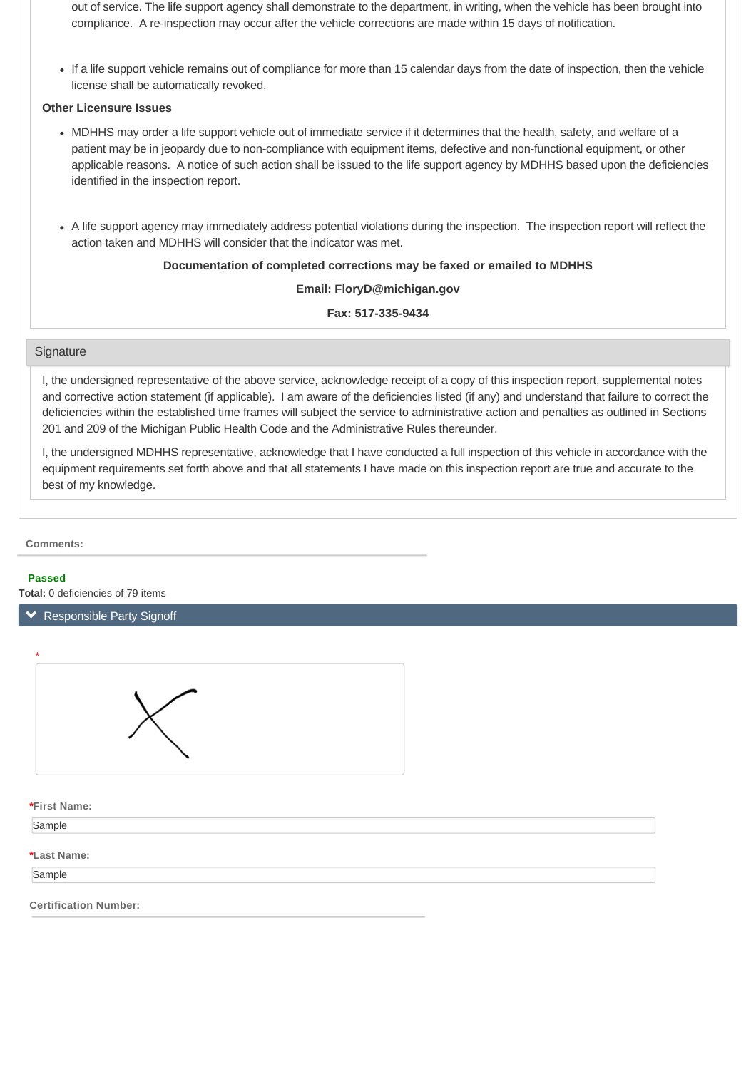- out of service. The life support agency shall demonstrate to the department, in writing, when the vehicle has been brought into compliance. A re-inspection may occur after the vehicle corrections are made within 15 days of notification.

- If a life support vehicle remains out of compliance for more than 15 calendar days from the date of inspection, then the vehicle license shall be automatically revoked.

**Other Licensure Issues**

- MDHHS may order a life support vehicle out of immediate service if it determines that the health, safety, and welfare of a patient may be in jeopardy due to non-compliance with equipment items, defective and non-functional equipment, or other applicable reasons. A notice of such action shall be issued to the life support agency by MDHHS based upon the deficiencies identified in the inspection report.

- A life support agency may immediately address potential violations during the inspection. The inspection report will reflect the action taken and MDHHS will consider that the indicator was met.

**Documentation of completed corrections may be faxed or emailed to MDHHS**

**Email: FloryD@michigan.gov**

**Fax: 517-335-9434**

## Signature

I, the undersigned representative of the above service, acknowledge receipt of a copy of this inspection report, supplemental notes and corrective action statement (if applicable). I am aware of the deficiencies listed (if any) and understand that failure to correct the deficiencies within the established time frames will subject the service to administrative action and penalties as outlined in Sections 201 and 209 of the Michigan Public Health Code and the Administrative Rules thereunder.

I, the undersigned MDHHS representative, acknowledge that I have conducted a full inspection of this vehicle in accordance with the equipment requirements set forth above and that all statements I have made on this inspection report are true and accurate to the best of my knowledge.

**Comments:**

**Passed**

**Total:** 0 deficiencies of 79 items

## Responsible Party Signoff

*

**\*First Name:** Sample

**\*Last Name:** Sample

**Certification Number:**